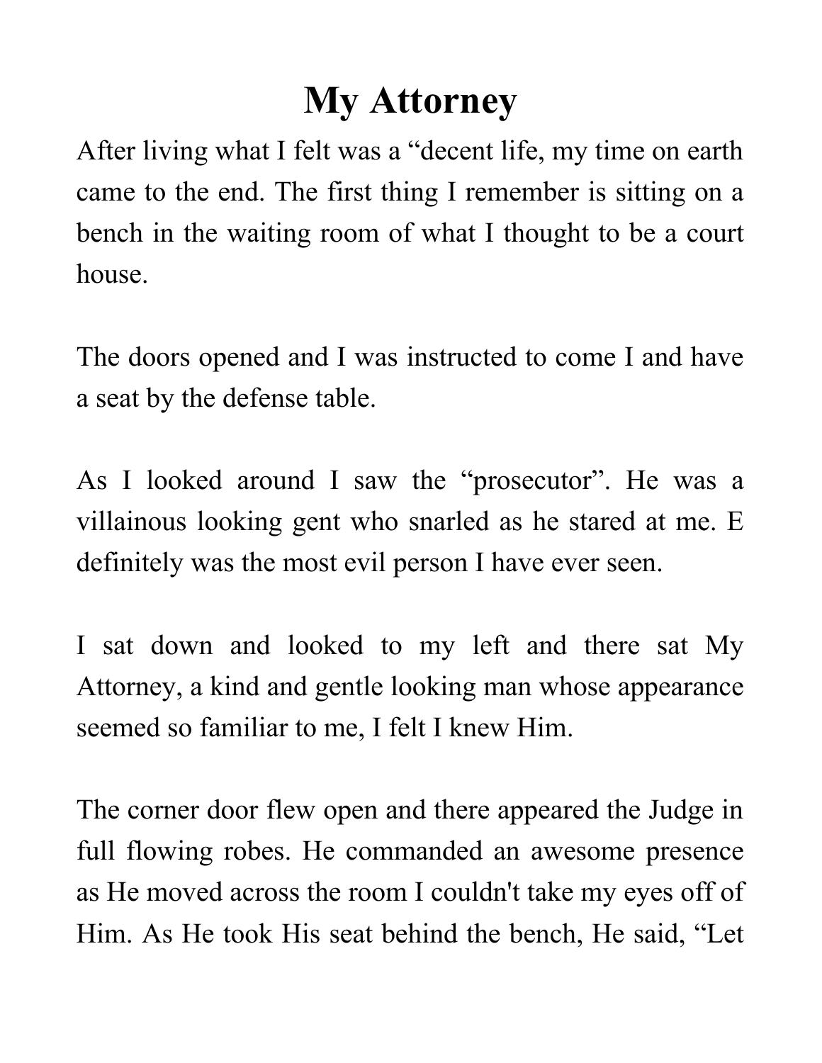# My Attorney

After living what I felt was a "decent life, my time on earth came to the end. The first thing I remember is sitting on a bench in the waiting room of what I thought to be a court house.

The doors opened and I was instructed to come I and have a seat by the defense table.

As I looked around I saw the "prosecutor". He was a villainous looking gent who snarled as he stared at me. E definitely was the most evil person I have ever seen.

I sat down and looked to my left and there sat My Attorney, a kind and gentle looking man whose appearance seemed so familiar to me, I felt I knew Him.

The corner door flew open and there appeared the Judge in full flowing robes. He commanded an awesome presence as He moved across the room I couldn't take my eyes off of Him. As He took His seat behind the bench, He said, "Let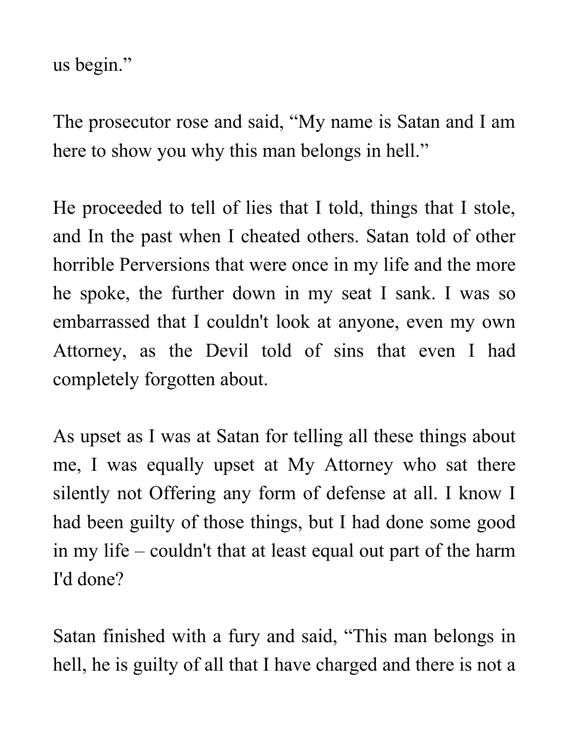us begin."

The prosecutor rose and said, "My name is Satan and I am here to show you why this man belongs in hell."

He proceeded to tell of lies that I told, things that I stole, and In the past when I cheated others. Satan told of other horrible Perversions that were once in my life and the more he spoke, the further down in my seat I sank. I was so embarrassed that I couldn't look at anyone, even my own Attorney, as the Devil told of sins that even I had completely forgotten about.

As upset as I was at Satan for telling all these things about me, I was equally upset at My Attorney who sat there silently not Offering any form of defense at all. I know I had been guilty of those things, but I had done some good in my life – couldn't that at least equal out part of the harm I'd done?

Satan finished with a fury and said, "This man belongs in hell, he is guilty of all that I have charged and there is not a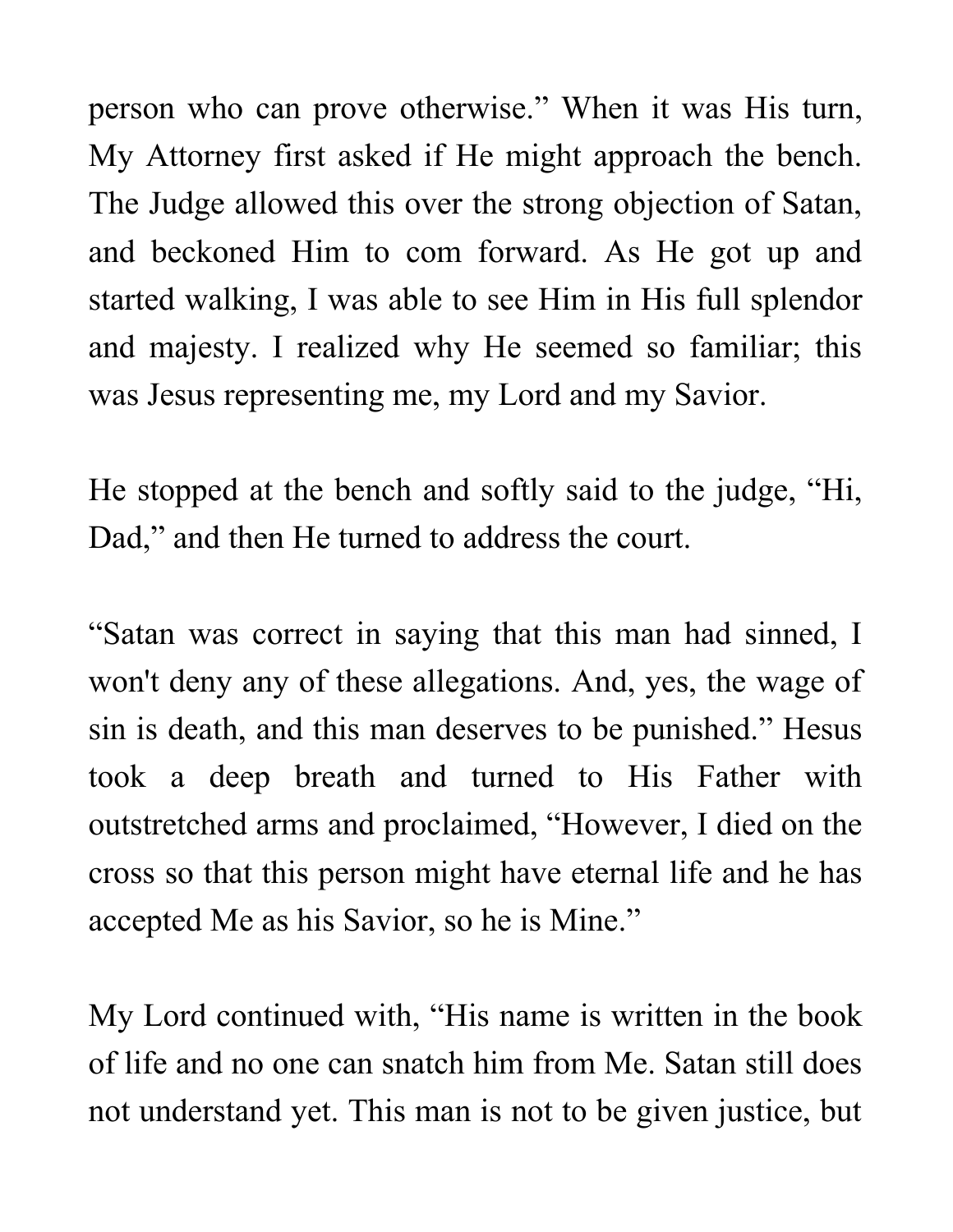person who can prove otherwise." When it was His turn, My Attorney first asked if He might approach the bench. The Judge allowed this over the strong objection of Satan, and beckoned Him to com forward. As He got up and started walking, I was able to see Him in His full splendor and majesty. I realized why He seemed so familiar; this was Jesus representing me, my Lord and my Savior.

He stopped at the bench and softly said to the judge, "Hi, Dad," and then He turned to address the court.

"Satan was correct in saying that this man had sinned, I won't deny any of these allegations. And, yes, the wage of sin is death, and this man deserves to be punished." Hesus took a deep breath and turned to His Father with outstretched arms and proclaimed, "However, I died on the cross so that this person might have eternal life and he has accepted Me as his Savior, so he is Mine."

My Lord continued with, "His name is written in the book of life and no one can snatch him from Me. Satan still does not understand yet. This man is not to be given justice, but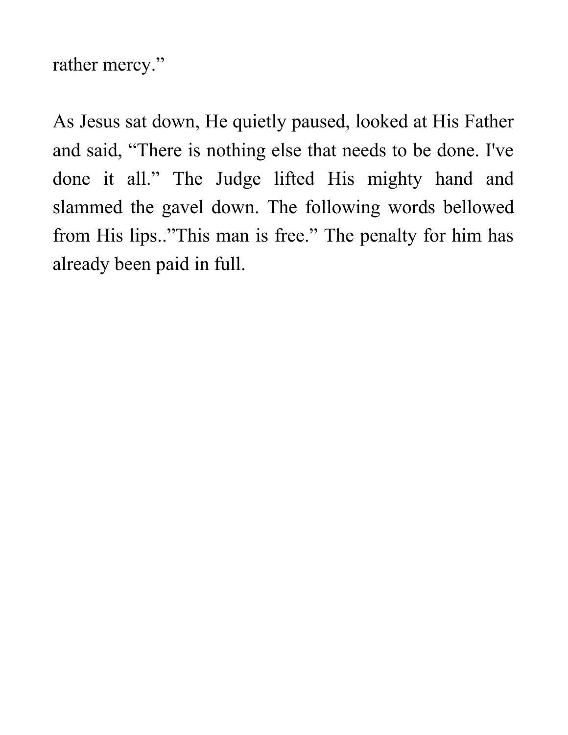rather mercy."

As Jesus sat down, He quietly paused, looked at His Father and said, "There is nothing else that needs to be done. I've done it all." The Judge lifted His mighty hand and slammed the gavel down. The following words bellowed from His lips.."This man is free." The penalty for him has already been paid in full.